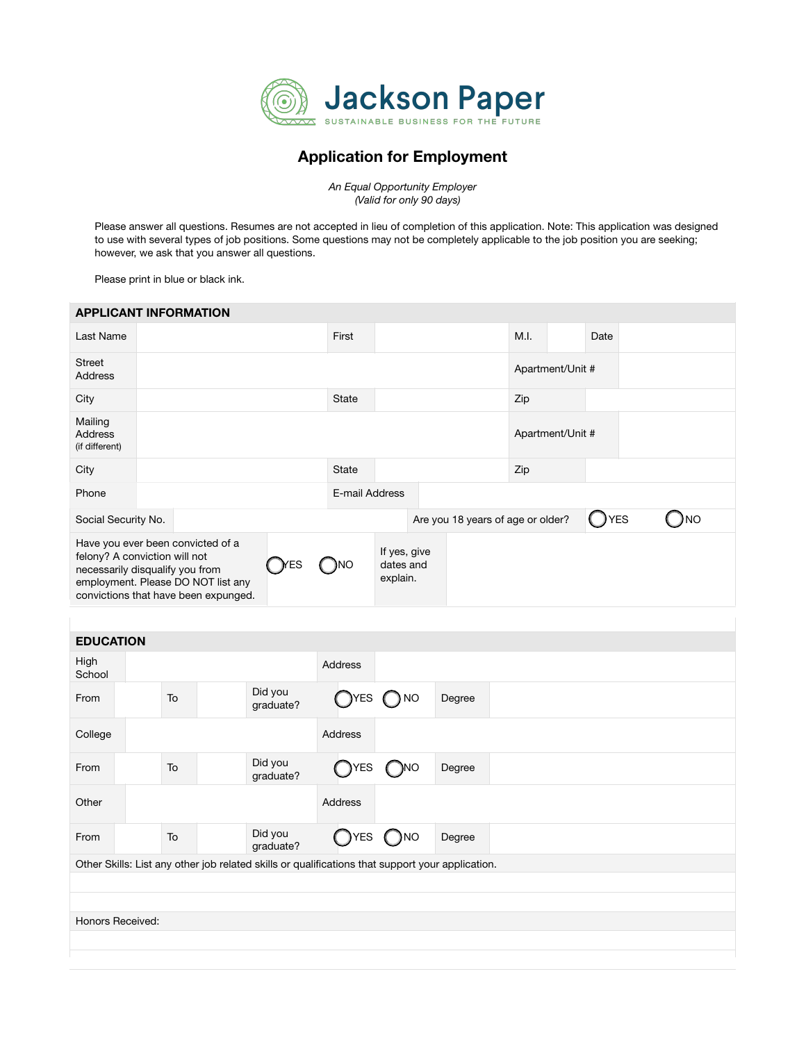# Jackson Paper

SUSTAINABLE BUSINESS FOR THE FUTURE

## Application for Employment

*An Equal Opportunity Employer*
*(Valid for only 90 days)*

Please answer all questions. Resumes are not accepted in lieu of completion of this application. Note: This application was designed to use with several types of job positions. Some questions may not be completely applicable to the job position you are seeking; however, we ask that you answer all questions.

Please print in blue or black ink.

### APPLICANT INFORMATION

| | | | | | | | |
|---|---|---|---|---|---|---|---|
| Last Name | | First | | M.I. | | Date | |
| Street Address | | | | Apartment/Unit # | | | |
| City | | State | | Zip | | | |
| Mailing Address (if different) | | | | Apartment/Unit # | | | |
| City | | State | | Zip | | | |
| Phone | | E-mail Address | | | | | |
| Social Security No. | | Are you 18 years of age or older? | | ◯ YES | | ◯ NO | |
| Have you ever been convicted of a felony? A conviction will not necessarily disqualify you from employment. Please DO NOT list any convictions that have been expunged. | ◯ YES ◯ NO | If yes, give dates and explain. | | | | | |

### EDUCATION

| | | | | | | | |
|---|---|---|---|---|---|---|---|
| High School | | | | Address | | | |
| From | | To | | Did you graduate? | ◯ YES ◯ NO | Degree | |
| College | | | | Address | | | |
| From | | To | | Did you graduate? | ◯ YES ◯ NO | Degree | |
| Other | | | | Address | | | |
| From | | To | | Did you graduate? | ◯ YES ◯ NO | Degree | |

Other Skills: List any other job related skills or qualifications that support your application.

Honors Received: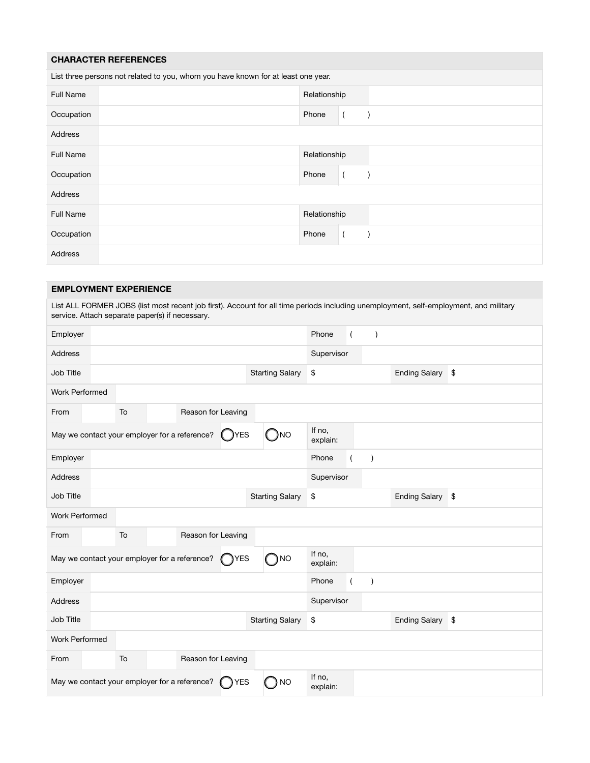## CHARACTER REFERENCES

List three persons not related to you, whom you have known for at least one year.

| | | | | |
|---|---|---|---|---|
| Full Name | | Relationship | | |
| Occupation | | Phone | ( ) | |
| Address | | | | |
| Full Name | | Relationship | | |
| Occupation | | Phone | ( ) | |
| Address | | | | |
| Full Name | | Relationship | | |
| Occupation | | Phone | ( ) | |
| Address | | | | |

## EMPLOYMENT EXPERIENCE

List ALL FORMER JOBS (list most recent job first). Account for all time periods including unemployment, self-employment, and military service. Attach separate paper(s) if necessary.

| | | | | | |
|---|---|---|---|---|---|
| Employer | | Phone | ( ) | | |
| Address | | Supervisor | | | |
| Job Title | | Starting Salary | $ | Ending Salary | $ |
| Work Performed | | | | | |
| From | To | Reason for Leaving | | | |
| May we contact your employer for a reference? | ◯ YES | ◯ NO | If no, explain: | | |
| Employer | | Phone | ( ) | | |
| Address | | Supervisor | | | |
| Job Title | | Starting Salary | $ | Ending Salary | $ |
| Work Performed | | | | | |
| From | To | Reason for Leaving | | | |
| May we contact your employer for a reference? | ◯ YES | ◯ NO | If no, explain: | | |
| Employer | | Phone | ( ) | | |
| Address | | Supervisor | | | |
| Job Title | | Starting Salary | $ | Ending Salary | $ |
| Work Performed | | | | | |
| From | To | Reason for Leaving | | | |
| May we contact your employer for a reference? | ◯ YES | ◯ NO | If no, explain: | | |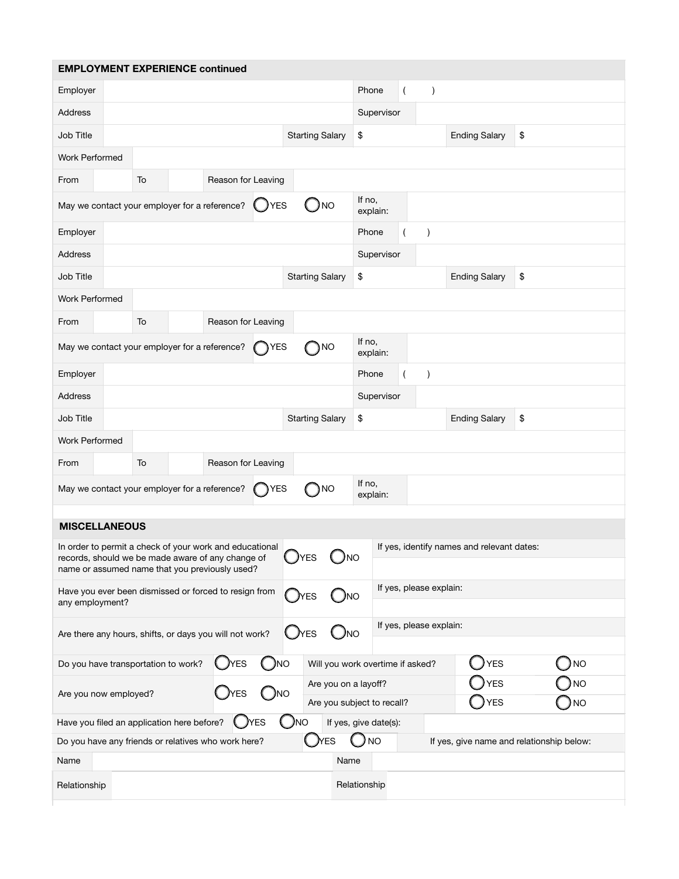## EMPLOYMENT EXPERIENCE continued

| | | | | | | | |
|---|---|---|---|---|---|---|---|
| Employer | | | | Phone | ( ) | | |
| Address | | | | Supervisor | | | |
| Job Title | | Starting Salary | $ | | Ending Salary | $ | |
| Work Performed | | | | | | | |
| From | | To | | Reason for Leaving | | | |
| May we contact your employer for a reference? | ◯ YES | ◯ NO | | If no, explain: | | | |

| | | | | | | | |
|---|---|---|---|---|---|---|---|
| Employer | | | | Phone | ( ) | | |
| Address | | | | Supervisor | | | |
| Job Title | | Starting Salary | $ | | Ending Salary | $ | |
| Work Performed | | | | | | | |
| From | | To | | Reason for Leaving | | | |
| May we contact your employer for a reference? | ◯ YES | ◯ NO | | If no, explain: | | | |

| | | | | | | | |
|---|---|---|---|---|---|---|---|
| Employer | | | | Phone | ( ) | | |
| Address | | | | Supervisor | | | |
| Job Title | | Starting Salary | $ | | Ending Salary | $ | |
| Work Performed | | | | | | | |
| From | | To | | Reason for Leaving | | | |
| May we contact your employer for a reference? | ◯ YES | ◯ NO | | If no, explain: | | | |

## MISCELLANEOUS

| | | | |
|---|---|---|---|
| In order to permit a check of your work and educational records, should we be made aware of any change of name or assumed name that you previously used? | ◯ YES | ◯ NO | If yes, identify names and relevant dates: |
| Have you ever been dismissed or forced to resign from any employment? | ◯ YES | ◯ NO | If yes, please explain: |
| Are there any hours, shifts, or days you will not work? | ◯ YES | ◯ NO | If yes, please explain: |

| | | | | | |
|---|---|---|---|---|---|
| Do you have transportation to work? | ◯ YES | ◯ NO | Will you work overtime if asked? | ◯ YES | ◯ NO |
| Are you now employed? | ◯ YES | ◯ NO | Are you on a layoff? | ◯ YES | ◯ NO |
| | | | Are you subject to recall? | ◯ YES | ◯ NO |

| | | | |
|---|---|---|---|
| Have you filed an application here before? | ◯ YES | ◯ NO | If yes, give date(s): |
| Do you have any friends or relatives who work here? | ◯ YES | ◯ NO | If yes, give name and relationship below: |

| | | | |
|---|---|---|---|
| Name | | Name | |
| Relationship | | Relationship | |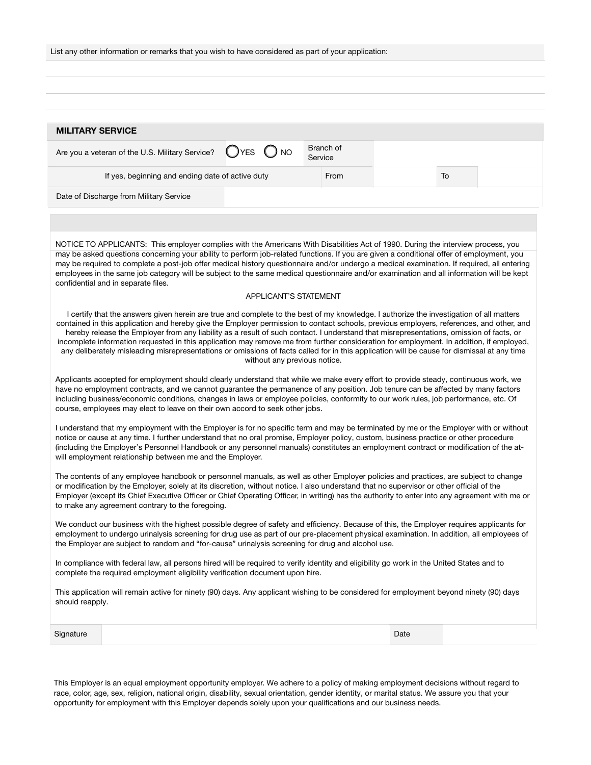List any other information or remarks that you wish to have considered as part of your application:

## MILITARY SERVICE

| | | | | | |
|---|---|---|---|---|---|
| Are you a veteran of the U.S. Military Service? | ◯ YES ◯ NO | Branch of Service | | | |
| If yes, beginning and ending date of active duty | | From | | To | |
| Date of Discharge from Military Service | | | | | |

NOTICE TO APPLICANTS: This employer complies with the Americans With Disabilities Act of 1990. During the interview process, you may be asked questions concerning your ability to perform job-related functions. If you are given a conditional offer of employment, you may be required to complete a post-job offer medical history questionnaire and/or undergo a medical examination. If required, all entering employees in the same job category will be subject to the same medical questionnaire and/or examination and all information will be kept confidential and in separate files.

APPLICANT'S STATEMENT

I certify that the answers given herein are true and complete to the best of my knowledge. I authorize the investigation of all matters contained in this application and hereby give the Employer permission to contact schools, previous employers, references, and other, and hereby release the Employer from any liability as a result of such contact. I understand that misrepresentations, omission of facts, or incomplete information requested in this application may remove me from further consideration for employment. In addition, if employed, any deliberately misleading misrepresentations or omissions of facts called for in this application will be cause for dismissal at any time without any previous notice.

Applicants accepted for employment should clearly understand that while we make every effort to provide steady, continuous work, we have no employment contracts, and we cannot guarantee the permanence of any position. Job tenure can be affected by many factors including business/economic conditions, changes in laws or employee policies, conformity to our work rules, job performance, etc. Of course, employees may elect to leave on their own accord to seek other jobs.

I understand that my employment with the Employer is for no specific term and may be terminated by me or the Employer with or without notice or cause at any time. I further understand that no oral promise, Employer policy, custom, business practice or other procedure (including the Employer's Personnel Handbook or any personnel manuals) constitutes an employment contract or modification of the at-will employment relationship between me and the Employer.

The contents of any employee handbook or personnel manuals, as well as other Employer policies and practices, are subject to change or modification by the Employer, solely at its discretion, without notice. I also understand that no supervisor or other official of the Employer (except its Chief Executive Officer or Chief Operating Officer, in writing) has the authority to enter into any agreement with me or to make any agreement contrary to the foregoing.

We conduct our business with the highest possible degree of safety and efficiency. Because of this, the Employer requires applicants for employment to undergo urinalysis screening for drug use as part of our pre-placement physical examination. In addition, all employees of the Employer are subject to random and "for-cause" urinalysis screening for drug and alcohol use.

In compliance with federal law, all persons hired will be required to verify identity and eligibility go work in the United States and to complete the required employment eligibility verification document upon hire.

This application will remain active for ninety (90) days. Any applicant wishing to be considered for employment beyond ninety (90) days should reapply.

| | | | |
|---|---|---|---|
| Signature | | Date | |

This Employer is an equal employment opportunity employer. We adhere to a policy of making employment decisions without regard to race, color, age, sex, religion, national origin, disability, sexual orientation, gender identity, or marital status. We assure you that your opportunity for employment with this Employer depends solely upon your qualifications and our business needs.